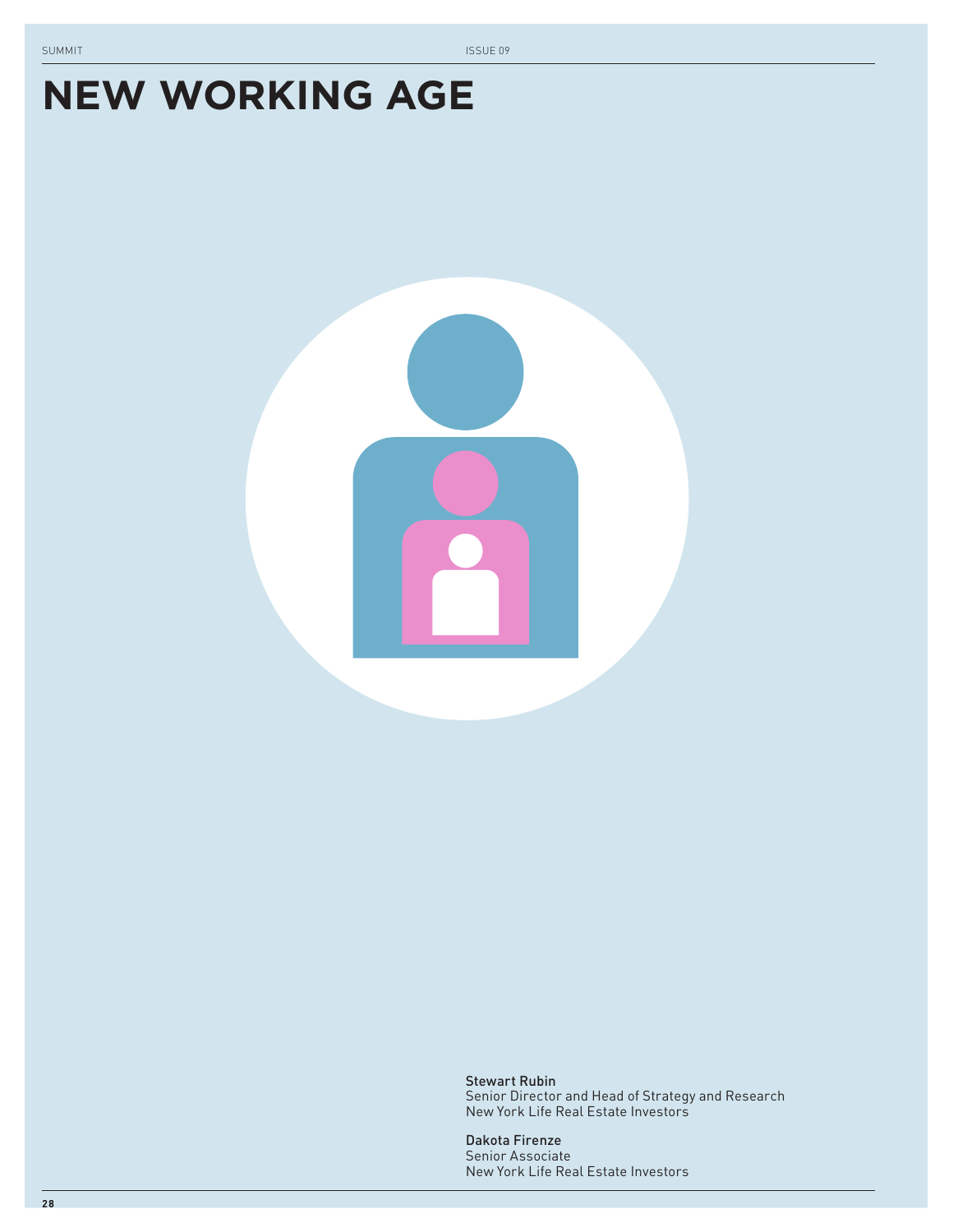# NEW WORKING AGE

Stewart Rubin
Senior Director and Head of Strategy and Research
New York Life Real Estate Investors

Dakota Firenze
Senior Associate
New York Life Real Estate Investors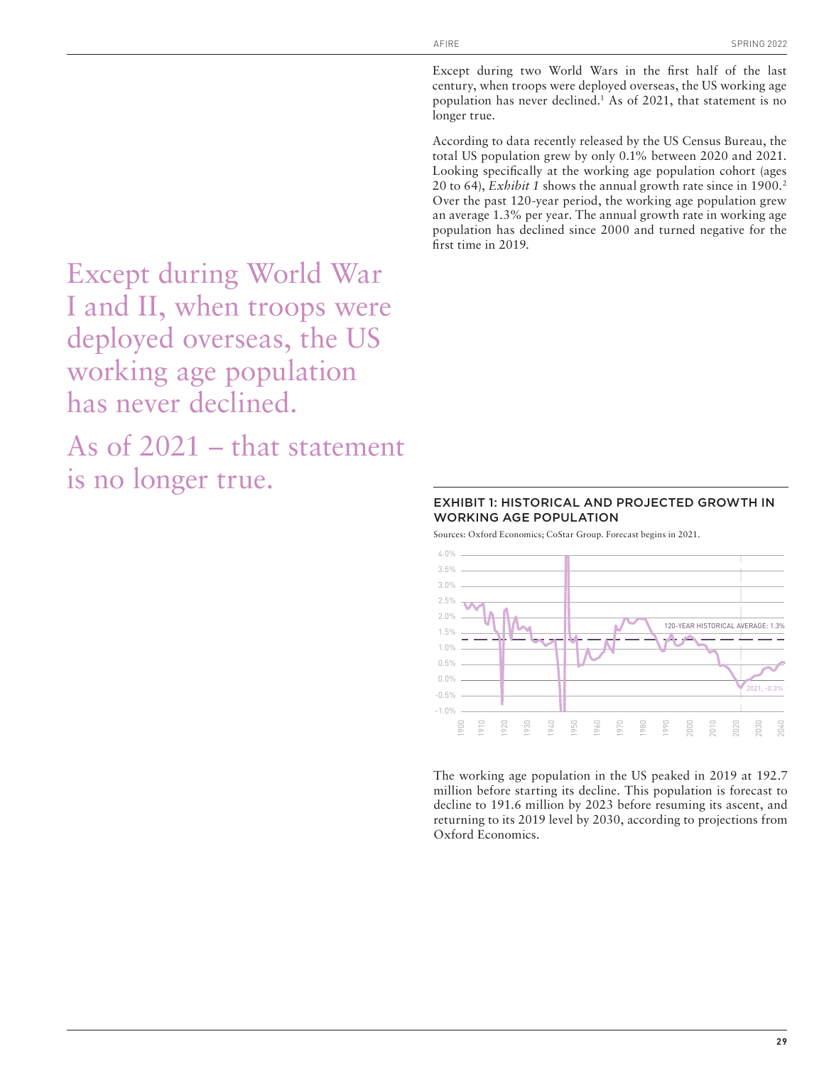Except during two World Wars in the first half of the last century, when troops were deployed overseas, the US working age population has never declined.[1] As of 2021, that statement is no longer true.

According to data recently released by the US Census Bureau, the total US population grew by only 0.1% between 2020 and 2021. Looking specifically at the working age population cohort (ages 20 to 64), *Exhibit 1* shows the annual growth rate since in 1900.[2] Over the past 120-year period, the working age population grew an average 1.3% per year. The annual growth rate in working age population has declined since 2000 and turned negative for the first time in 2019.

> Except during World War I and II, when troops were deployed overseas, the US working age population has never declined.
>
> As of 2021 – that statement is no longer true.

### EXHIBIT 1: HISTORICAL AND PROJECTED GROWTH IN WORKING AGE POPULATION

Sources: Oxford Economics; CoStar Group. Forecast begins in 2021.

The working age population in the US peaked in 2019 at 192.7 million before starting its decline. This population is forecast to decline to 191.6 million by 2023 before resuming its ascent, and returning to its 2019 level by 2030, according to projections from Oxford Economics.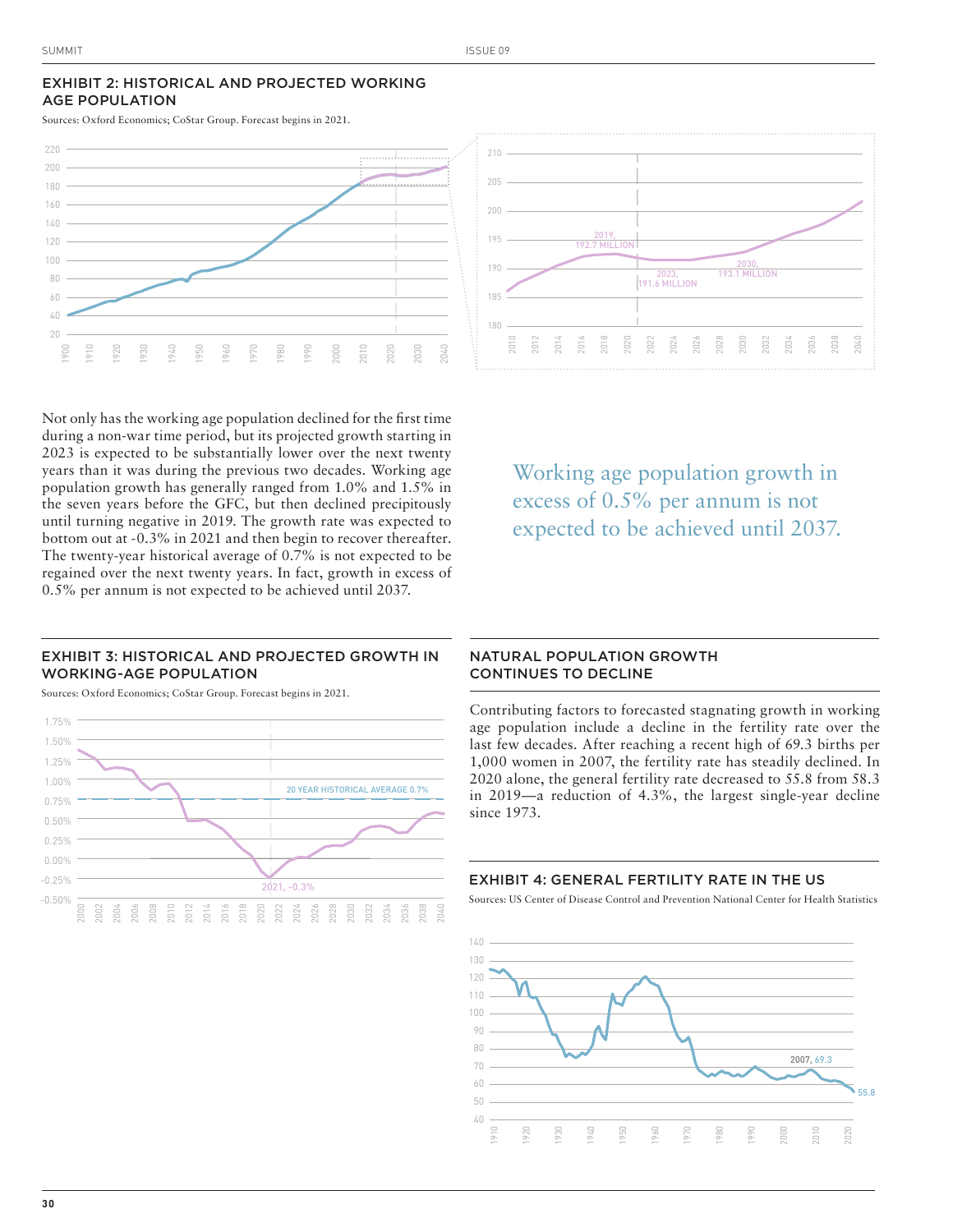## EXHIBIT 2: HISTORICAL AND PROJECTED WORKING AGE POPULATION

Sources: Oxford Economics; CoStar Group. Forecast begins in 2021.

Not only has the working age population declined for the first time during a non-war time period, but its projected growth starting in 2023 is expected to be substantially lower over the next twenty years than it was during the previous two decades. Working age population growth has generally ranged from 1.0% and 1.5% in the seven years before the GFC, but then declined precipitously until turning negative in 2019. The growth rate was expected to bottom out at -0.3% in 2021 and then begin to recover thereafter. The twenty-year historical average of 0.7% is not expected to be regained over the next twenty years. In fact, growth in excess of 0.5% per annum is not expected to be achieved until 2037.

> Working age population growth in excess of 0.5% per annum is not expected to be achieved until 2037.

## EXHIBIT 3: HISTORICAL AND PROJECTED GROWTH IN WORKING-AGE POPULATION

Sources: Oxford Economics; CoStar Group. Forecast begins in 2021.

## NATURAL POPULATION GROWTH CONTINUES TO DECLINE

Contributing factors to forecasted stagnating growth in working age population include a decline in the fertility rate over the last few decades. After reaching a recent high of 69.3 births per 1,000 women in 2007, the fertility rate has steadily declined. In 2020 alone, the general fertility rate decreased to 55.8 from 58.3 in 2019—a reduction of 4.3%, the largest single-year decline since 1973.

## EXHIBIT 4: GENERAL FERTILITY RATE IN THE US

Sources: US Center of Disease Control and Prevention National Center for Health Statistics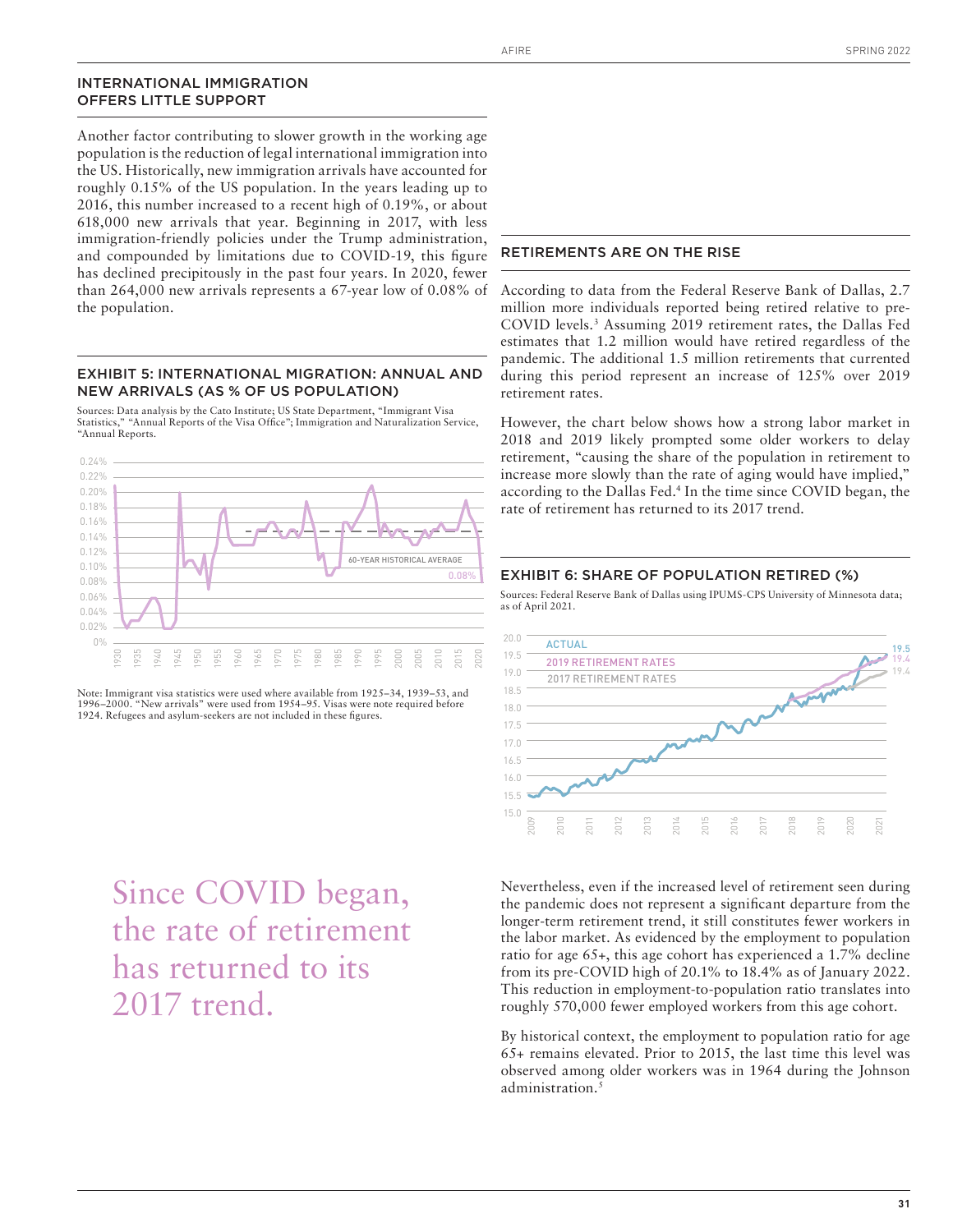## INTERNATIONAL IMMIGRATION OFFERS LITTLE SUPPORT

Another factor contributing to slower growth in the working age population is the reduction of legal international immigration into the US. Historically, new immigration arrivals have accounted for roughly 0.15% of the US population. In the years leading up to 2016, this number increased to a recent high of 0.19%, or about 618,000 new arrivals that year. Beginning in 2017, with less immigration-friendly policies under the Trump administration, and compounded by limitations due to COVID-19, this figure has declined precipitously in the past four years. In 2020, fewer than 264,000 new arrivals represents a 67-year low of 0.08% of the population.

### EXHIBIT 5: INTERNATIONAL MIGRATION: ANNUAL AND NEW ARRIVALS (AS % OF US POPULATION)

Sources: Data analysis by the Cato Institute; US State Department, "Immigrant Visa Statistics," "Annual Reports of the Visa Office"; Immigration and Naturalization Service, "Annual Reports.

Note: Immigrant visa statistics were used where available from 1925–34, 1939–53, and 1996–2000. "New arrivals" were used from 1954–95. Visas were note required before 1924. Refugees and asylum-seekers are not included in these figures.

## RETIREMENTS ARE ON THE RISE

According to data from the Federal Reserve Bank of Dallas, 2.7 million more individuals reported being retired relative to pre-COVID levels.[3] Assuming 2019 retirement rates, the Dallas Fed estimates that 1.2 million would have retired regardless of the pandemic. The additional 1.5 million retirements that currented during this period represent an increase of 125% over 2019 retirement rates.

However, the chart below shows how a strong labor market in 2018 and 2019 likely prompted some older workers to delay retirement, "causing the share of the population in retirement to increase more slowly than the rate of aging would have implied," according to the Dallas Fed.[4] In the time since COVID began, the rate of retirement has returned to its 2017 trend.

### EXHIBIT 6: SHARE OF POPULATION RETIRED (%)

Sources: Federal Reserve Bank of Dallas using IPUMS-CPS University of Minnesota data; as of April 2021.

Since COVID began, the rate of retirement has returned to its 2017 trend.

Nevertheless, even if the increased level of retirement seen during the pandemic does not represent a significant departure from the longer-term retirement trend, it still constitutes fewer workers in the labor market. As evidenced by the employment to population ratio for age 65+, this age cohort has experienced a 1.7% decline from its pre-COVID high of 20.1% to 18.4% as of January 2022. This reduction in employment-to-population ratio translates into roughly 570,000 fewer employed workers from this age cohort.

By historical context, the employment to population ratio for age 65+ remains elevated. Prior to 2015, the last time this level was observed among older workers was in 1964 during the Johnson administration.[5]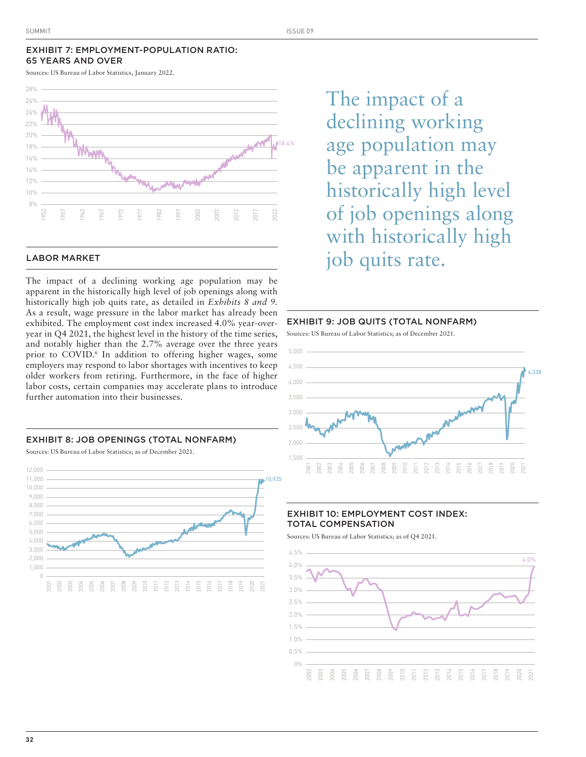### EXHIBIT 7: EMPLOYMENT-POPULATION RATIO: 65 YEARS AND OVER

Sources: US Bureau of Labor Statistics, January 2022.

## LABOR MARKET

The impact of a declining working age population may be apparent in the historically high level of job openings along with historically high job quits rate, as detailed in *Exhibits 8 and 9.* As a result, wage pressure in the labor market has already been exhibited. The employment cost index increased 4.0% year-over-year in Q4 2021, the highest level in the history of the time series, and notably higher than the 2.7% average over the three years prior to COVID.[6] In addition to offering higher wages, some employers may respond to labor shortages with incentives to keep older workers from retiring. Furthermore, in the face of higher labor costs, certain companies may accelerate plans to introduce further automation into their businesses.

> The impact of a declining working age population may be apparent in the historically high level of job openings along with historically high job quits rate.

### EXHIBIT 8: JOB OPENINGS (TOTAL NONFARM)

Sources: US Bureau of Labor Statistics; as of December 2021.

### EXHIBIT 9: JOB QUITS (TOTAL NONFARM)

Sources: US Bureau of Labor Statistics; as of December 2021.

### EXHIBIT 10: EMPLOYMENT COST INDEX: TOTAL COMPENSATION

Sources: US Bureau of Labor Statistics; as of Q4 2021.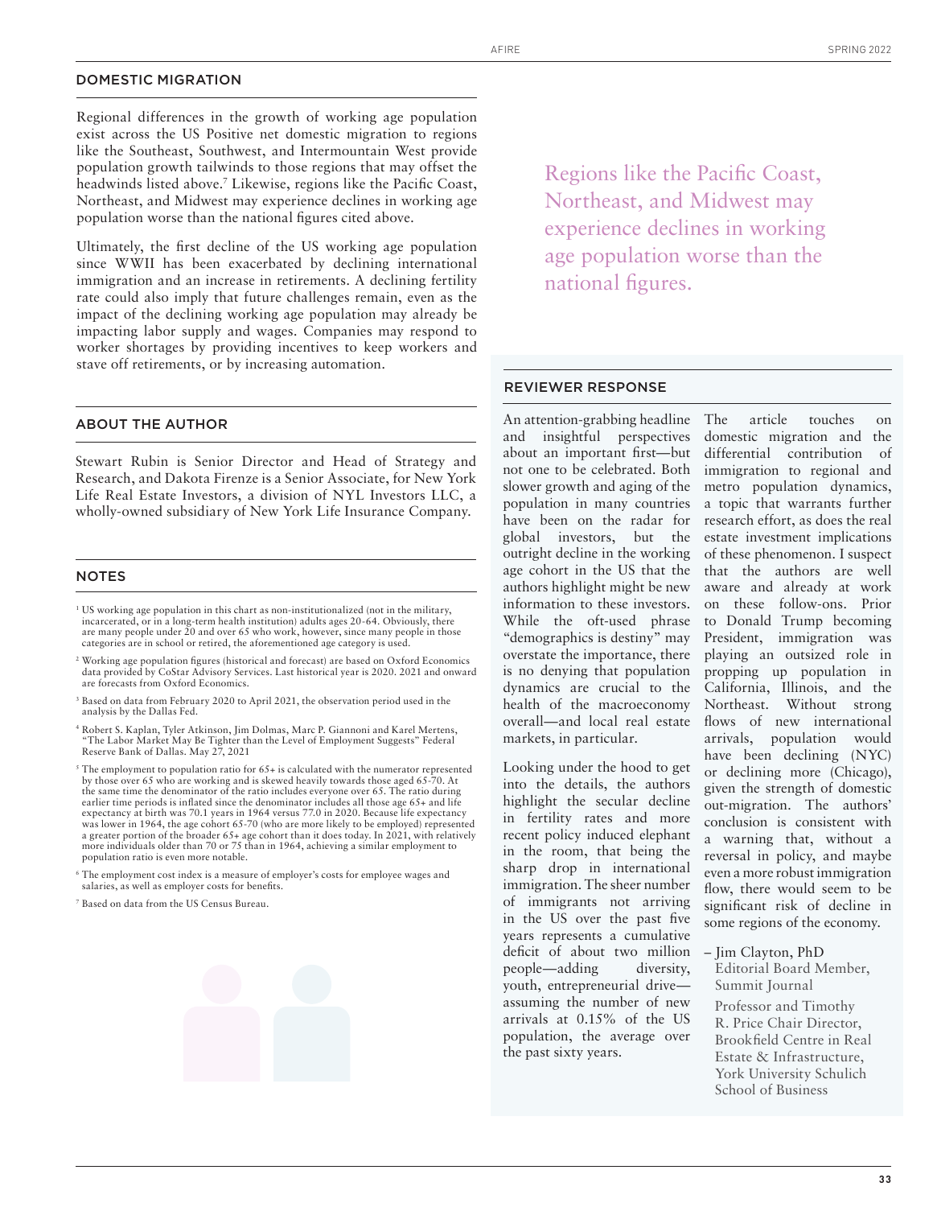## DOMESTIC MIGRATION

Regional differences in the growth of working age population exist across the US Positive net domestic migration to regions like the Southeast, Southwest, and Intermountain West provide population growth tailwinds to those regions that may offset the headwinds listed above.[7] Likewise, regions like the Pacific Coast, Northeast, and Midwest may experience declines in working age population worse than the national figures cited above.

Ultimately, the first decline of the US working age population since WWII has been exacerbated by declining international immigration and an increase in retirements. A declining fertility rate could also imply that future challenges remain, even as the impact of the declining working age population may already be impacting labor supply and wages. Companies may respond to worker shortages by providing incentives to keep workers and stave off retirements, or by increasing automation.

> Regions like the Pacific Coast, Northeast, and Midwest may experience declines in working age population worse than the national figures.

## ABOUT THE AUTHOR

Stewart Rubin is Senior Director and Head of Strategy and Research, and Dakota Firenze is a Senior Associate, for New York Life Real Estate Investors, a division of NYL Investors LLC, a wholly-owned subsidiary of New York Life Insurance Company.

## NOTES

[1] US working age population in this chart as non-institutionalized (not in the military, incarcerated, or in a long-term health institution) adults ages 20-64. Obviously, there are many people under 20 and over 65 who work, however, since many people in those categories are in school or retired, the aforementioned age category is used.

[2] Working age population figures (historical and forecast) are based on Oxford Economics data provided by CoStar Advisory Services. Last historical year is 2020. 2021 and onward are forecasts from Oxford Economics.

[3] Based on data from February 2020 to April 2021, the observation period used in the analysis by the Dallas Fed.

[4] Robert S. Kaplan, Tyler Atkinson, Jim Dolmas, Marc P. Giannoni and Karel Mertens, "The Labor Market May Be Tighter than the Level of Employment Suggests" Federal Reserve Bank of Dallas. May 27, 2021

[5] The employment to population ratio for 65+ is calculated with the numerator represented by those over 65 who are working and is skewed heavily towards those aged 65-70. At the same time the denominator of the ratio includes everyone over 65. The ratio during earlier time periods is inflated since the denominator includes all those age 65+ and life expectancy at birth was 70.1 years in 1964 versus 77.0 in 2020. Because life expectancy was lower in 1964, the age cohort 65-70 (who are more likely to be employed) represented a greater portion of the broader 65+ age cohort than it does today. In 2021, with relatively more individuals older than 70 or 75 than in 1964, achieving a similar employment to population ratio is even more notable.

[6] The employment cost index is a measure of employer's costs for employee wages and salaries, as well as employer costs for benefits.

[7] Based on data from the US Census Bureau.

## REVIEWER RESPONSE

An attention-grabbing headline and insightful perspectives about an important first—but not one to be celebrated. Both slower growth and aging of the population in many countries have been on the radar for global investors, but the outright decline in the working age cohort in the US that the authors highlight might be new information to these investors. While the oft-used phrase "demographics is destiny" may overstate the importance, there is no denying that population dynamics are crucial to the health of the macroeconomy overall—and local real estate markets, in particular.

Looking under the hood to get into the details, the authors highlight the secular decline in fertility rates and more recent policy induced elephant in the room, that being the sharp drop in international immigration. The sheer number of immigrants not arriving in the US over the past five years represents a cumulative deficit of about two million people—adding diversity, youth, entrepreneurial drive—assuming the number of new arrivals at 0.15% of the US population, the average over the past sixty years.

The article touches on domestic migration and the differential contribution of immigration to regional and metro population dynamics, a topic that warrants further research effort, as does the real estate investment implications of these phenomenon. I suspect that the authors are well aware and already at work on these follow-ons. Prior to Donald Trump becoming President, immigration was playing an outsized role in propping up population in California, Illinois, and the Northeast. Without strong flows of new international arrivals, population would have been declining (NYC) or declining more (Chicago), given the strength of domestic out-migration. The authors' conclusion is consistent with a warning that, without a reversal in policy, and maybe even a more robust immigration flow, there would seem to be significant risk of decline in some regions of the economy.

– Jim Clayton, PhD
Editorial Board Member, Summit Journal
Professor and Timothy R. Price Chair Director, Brookfield Centre in Real Estate & Infrastructure, York University Schulich School of Business